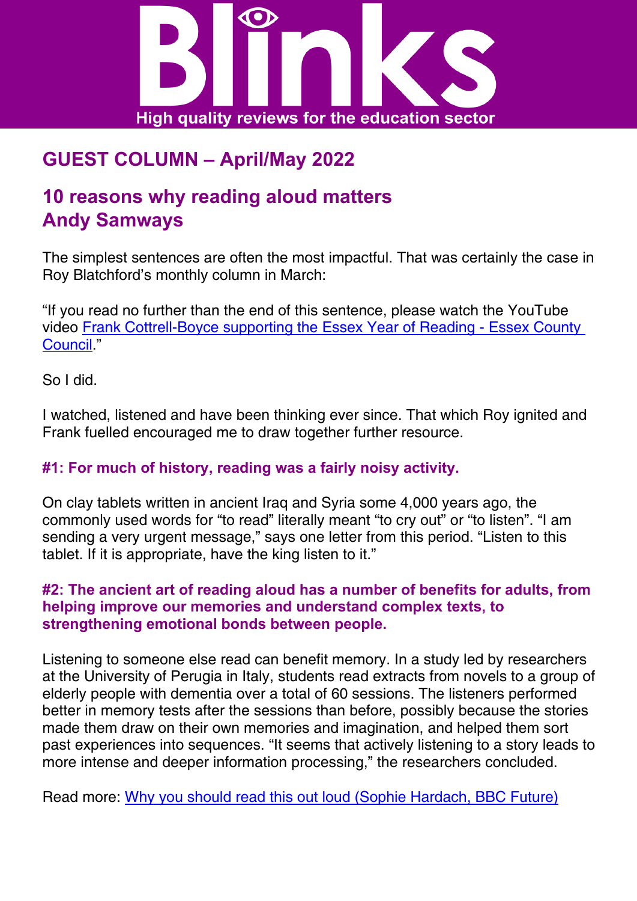# Blinks

High quality reviews for the education sector

## GUEST COLUMN – April/May 2022

## 10 reasons why reading aloud matters
## Andy Samways

The simplest sentences are often the most impactful. That was certainly the case in Roy Blatchford's monthly column in March:

"If you read no further than the end of this sentence, please watch the YouTube video Frank Cottrell-Boyce supporting the Essex Year of Reading - Essex County Council."

So I did.

I watched, listened and have been thinking ever since. That which Roy ignited and Frank fuelled encouraged me to draw together further resource.

### #1: For much of history, reading was a fairly noisy activity.

On clay tablets written in ancient Iraq and Syria some 4,000 years ago, the commonly used words for "to read" literally meant "to cry out" or "to listen". "I am sending a very urgent message," says one letter from this period. "Listen to this tablet. If it is appropriate, have the king listen to it."

### #2: The ancient art of reading aloud has a number of benefits for adults, from helping improve our memories and understand complex texts, to strengthening emotional bonds between people.

Listening to someone else read can benefit memory. In a study led by researchers at the University of Perugia in Italy, students read extracts from novels to a group of elderly people with dementia over a total of 60 sessions. The listeners performed better in memory tests after the sessions than before, possibly because the stories made them draw on their own memories and imagination, and helped them sort past experiences into sequences. "It seems that actively listening to a story leads to more intense and deeper information processing," the researchers concluded.

Read more: Why you should read this out loud (Sophie Hardach, BBC Future)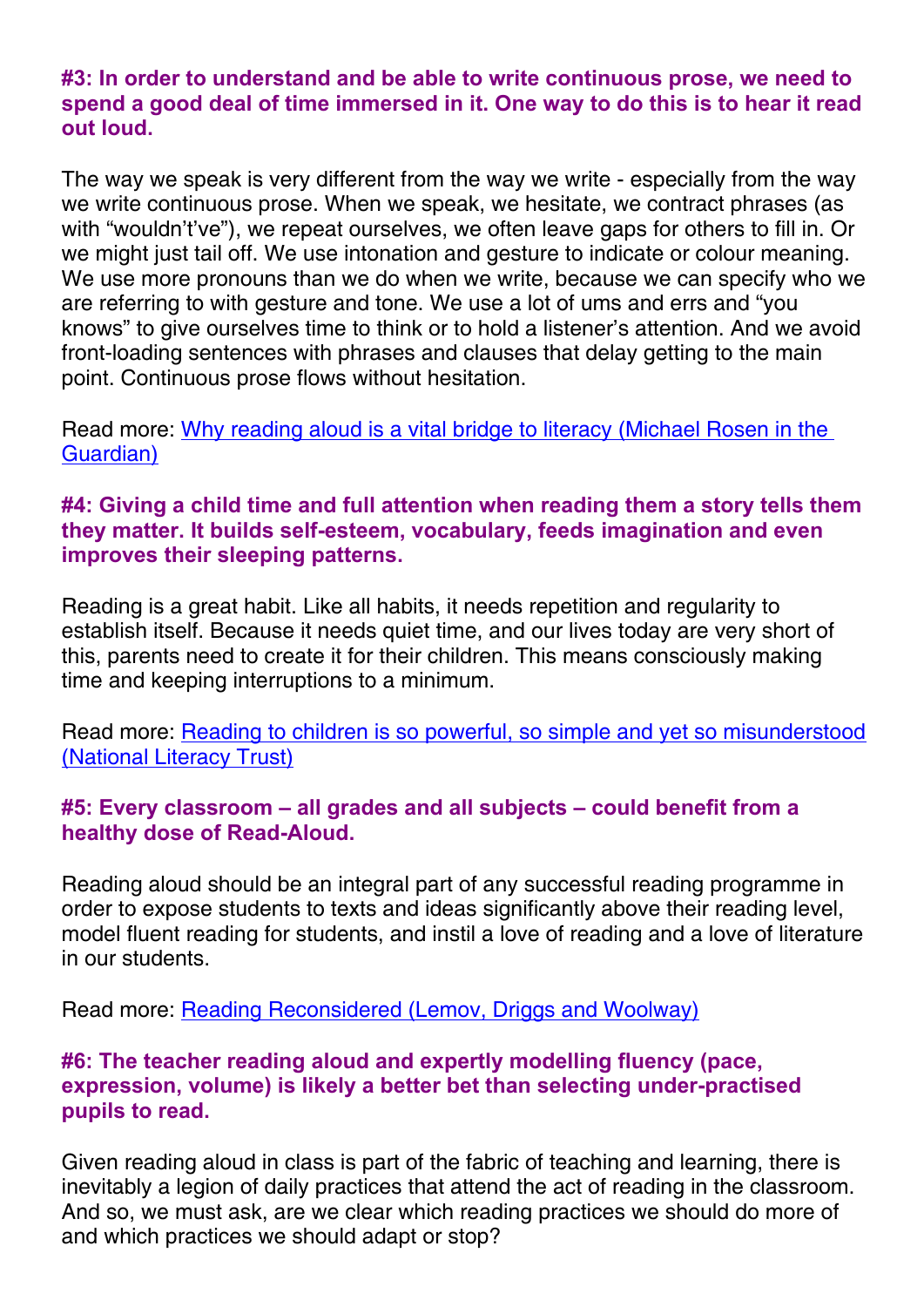### #3: In order to understand and be able to write continuous prose, we need to spend a good deal of time immersed in it. One way to do this is to hear it read out loud.

The way we speak is very different from the way we write - especially from the way we write continuous prose. When we speak, we hesitate, we contract phrases (as with "wouldn't've"), we repeat ourselves, we often leave gaps for others to fill in. Or we might just tail off. We use intonation and gesture to indicate or colour meaning. We use more pronouns than we do when we write, because we can specify who we are referring to with gesture and tone. We use a lot of ums and errs and "you knows" to give ourselves time to think or to hold a listener's attention. And we avoid front-loading sentences with phrases and clauses that delay getting to the main point. Continuous prose flows without hesitation.

Read more: Why reading aloud is a vital bridge to literacy (Michael Rosen in the Guardian)

### #4: Giving a child time and full attention when reading them a story tells them they matter. It builds self-esteem, vocabulary, feeds imagination and even improves their sleeping patterns.

Reading is a great habit. Like all habits, it needs repetition and regularity to establish itself. Because it needs quiet time, and our lives today are very short of this, parents need to create it for their children. This means consciously making time and keeping interruptions to a minimum.

Read more: Reading to children is so powerful, so simple and yet so misunderstood (National Literacy Trust)

### #5: Every classroom – all grades and all subjects – could benefit from a healthy dose of Read-Aloud.

Reading aloud should be an integral part of any successful reading programme in order to expose students to texts and ideas significantly above their reading level, model fluent reading for students, and instil a love of reading and a love of literature in our students.

Read more: Reading Reconsidered (Lemov, Driggs and Woolway)

### #6: The teacher reading aloud and expertly modelling fluency (pace, expression, volume) is likely a better bet than selecting under-practised pupils to read.

Given reading aloud in class is part of the fabric of teaching and learning, there is inevitably a legion of daily practices that attend the act of reading in the classroom. And so, we must ask, are we clear which reading practices we should do more of and which practices we should adapt or stop?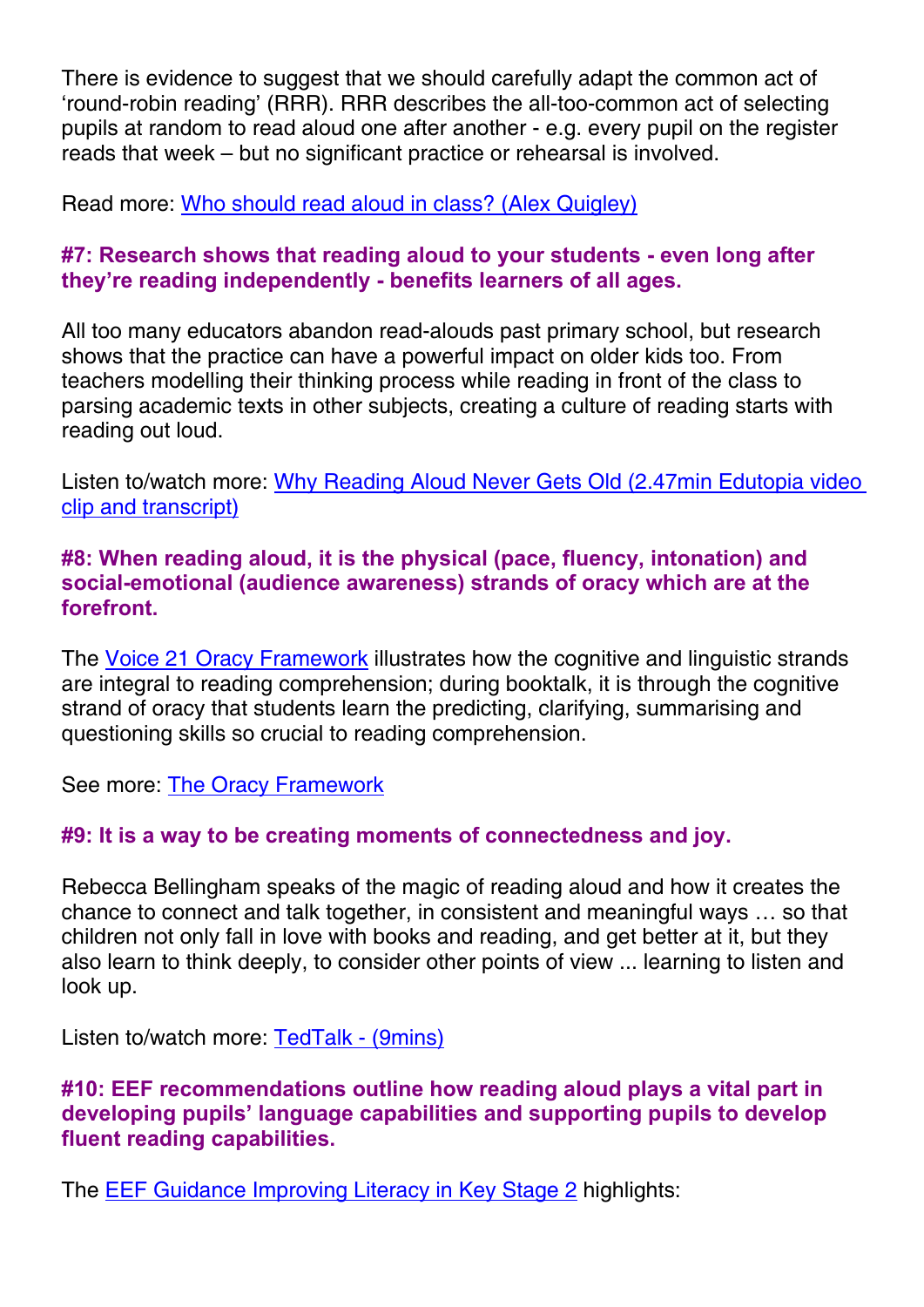There is evidence to suggest that we should carefully adapt the common act of 'round-robin reading' (RRR). RRR describes the all-too-common act of selecting pupils at random to read aloud one after another - e.g. every pupil on the register reads that week – but no significant practice or rehearsal is involved.

Read more: [Who should read aloud in class? (Alex Quigley)]()

### #7: Research shows that reading aloud to your students - even long after they're reading independently - benefits learners of all ages.

All too many educators abandon read-alouds past primary school, but research shows that the practice can have a powerful impact on older kids too. From teachers modelling their thinking process while reading in front of the class to parsing academic texts in other subjects, creating a culture of reading starts with reading out loud.

Listen to/watch more: [Why Reading Aloud Never Gets Old (2.47min Edutopia video clip and transcript)]()

### #8: When reading aloud, it is the physical (pace, fluency, intonation) and social-emotional (audience awareness) strands of oracy which are at the forefront.

The [Voice 21 Oracy Framework]() illustrates how the cognitive and linguistic strands are integral to reading comprehension; during booktalk, it is through the cognitive strand of oracy that students learn the predicting, clarifying, summarising and questioning skills so crucial to reading comprehension.

See more: [The Oracy Framework]()

### #9: It is a way to be creating moments of connectedness and joy.

Rebecca Bellingham speaks of the magic of reading aloud and how it creates the chance to connect and talk together, in consistent and meaningful ways … so that children not only fall in love with books and reading, and get better at it, but they also learn to think deeply, to consider other points of view ... learning to listen and look up.

Listen to/watch more: [TedTalk - (9mins)]()

### #10: EEF recommendations outline how reading aloud plays a vital part in developing pupils' language capabilities and supporting pupils to develop fluent reading capabilities.

The [EEF Guidance Improving Literacy in Key Stage 2]() highlights: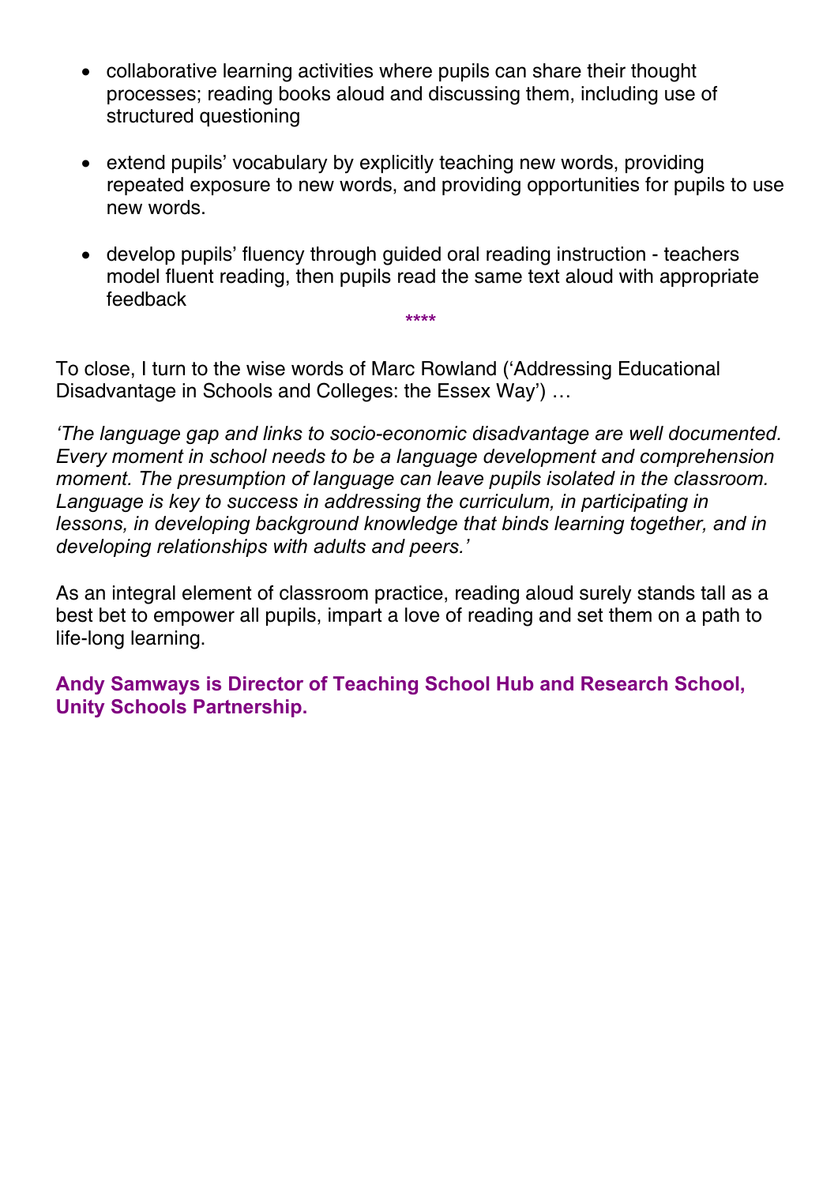- collaborative learning activities where pupils can share their thought processes; reading books aloud and discussing them, including use of structured questioning

- extend pupils' vocabulary by explicitly teaching new words, providing repeated exposure to new words, and providing opportunities for pupils to use new words.

- develop pupils' fluency through guided oral reading instruction - teachers model fluent reading, then pupils read the same text aloud with appropriate feedback

****

To close, I turn to the wise words of Marc Rowland ('Addressing Educational Disadvantage in Schools and Colleges: the Essex Way') …

*'The language gap and links to socio-economic disadvantage are well documented. Every moment in school needs to be a language development and comprehension moment. The presumption of language can leave pupils isolated in the classroom. Language is key to success in addressing the curriculum, in participating in lessons, in developing background knowledge that binds learning together, and in developing relationships with adults and peers.'*

As an integral element of classroom practice, reading aloud surely stands tall as a best bet to empower all pupils, impart a love of reading and set them on a path to life-long learning.

**Andy Samways is Director of Teaching School Hub and Research School, Unity Schools Partnership.**